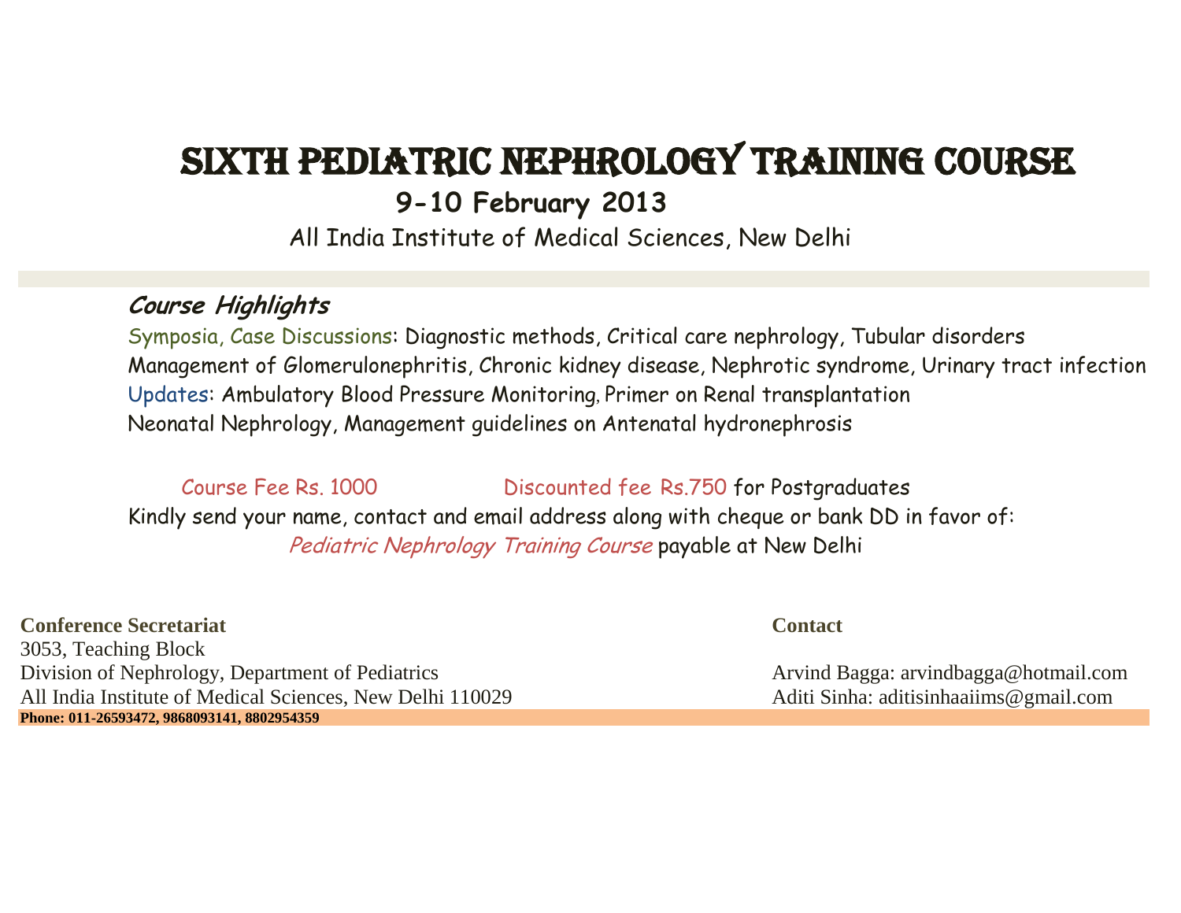# SIXTH PEDIATRIC NEPHROLOGY TRAINING COURSE

**9-10 February 2013**

All India Institute of Medical Sciences, New Delhi

## *Course Highlights*

Symposia, Case Discussions: Diagnostic methods, Critical care nephrology, Tubular disorders

Management of Glomerulonephritis, Chronic kidney disease, Nephrotic syndrome, Urinary tract infection

Updates: Ambulatory Blood Pressure Monitoring, Primer on Renal transplantation

Neonatal Nephrology, Management guidelines on Antenatal hydronephrosis

Course Fee Rs. 1000 Discounted fee Rs.750 for Postgraduates

Kindly send your name, contact and email address along with cheque or bank DD in favor of:

*Pediatric Nephrology Training Course* payable at New Delhi

**Conference Secretariat**

3053, Teaching Block
Division of Nephrology, Department of Pediatrics
All India Institute of Medical Sciences, New Delhi 110029

**Phone: 011-26593472, 9868093141, 8802954359**

**Contact**

Arvind Bagga: arvindbagga@hotmail.com
Aditi Sinha: aditisinhaaiims@gmail.com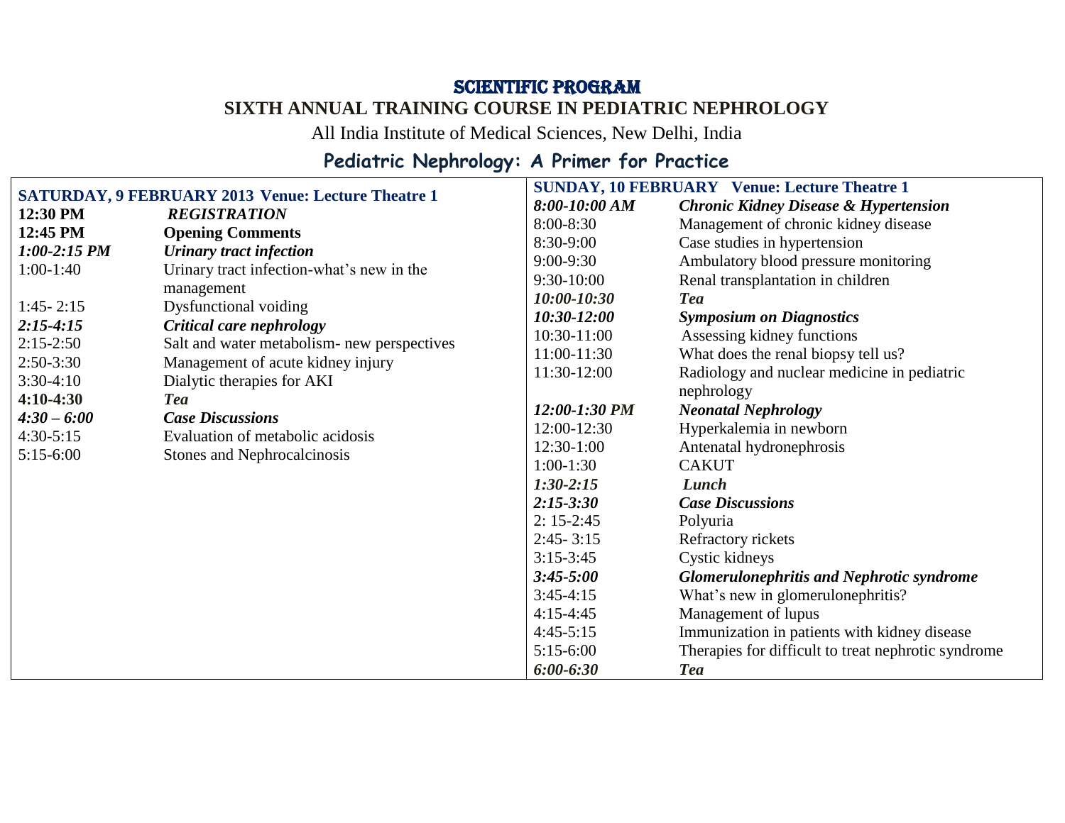# SCIENTIFIC PROGRAM

## SIXTH ANNUAL TRAINING COURSE IN PEDIATRIC NEPHROLOGY

All India Institute of Medical Sciences, New Delhi, India

## Pediatric Nephrology: A Primer for Practice

### SATURDAY, 9 FEBRUARY 2013 Venue: Lecture Theatre 1

| | |
|---|---|
| **12:30 PM** | ***REGISTRATION*** |
| **12:45 PM** | **Opening Comments** |
| ***1:00-2:15 PM*** | ***Urinary tract infection*** |
| 1:00-1:40 | Urinary tract infection-what's new in the management |
| 1:45- 2:15 | Dysfunctional voiding |
| ***2:15-4:15*** | ***Critical care nephrology*** |
| 2:15-2:50 | Salt and water metabolism- new perspectives |
| 2:50-3:30 | Management of acute kidney injury |
| 3:30-4:10 | Dialytic therapies for AKI |
| **4:10-4:30** | ***Tea*** |
| ***4:30 – 6:00*** | ***Case Discussions*** |
| 4:30-5:15 | Evaluation of metabolic acidosis |
| 5:15-6:00 | Stones and Nephrocalcinosis |

### SUNDAY, 10 FEBRUARY Venue: Lecture Theatre 1

| | |
|---|---|
| ***8:00-10:00 AM*** | ***Chronic Kidney Disease & Hypertension*** |
| 8:00-8:30 | Management of chronic kidney disease |
| 8:30-9:00 | Case studies in hypertension |
| 9:00-9:30 | Ambulatory blood pressure monitoring |
| 9:30-10:00 | Renal transplantation in children |
| ***10:00-10:30*** | ***Tea*** |
| ***10:30-12:00*** | ***Symposium on Diagnostics*** |
| 10:30-11:00 | Assessing kidney functions |
| 11:00-11:30 | What does the renal biopsy tell us? |
| 11:30-12:00 | Radiology and nuclear medicine in pediatric nephrology |
| ***12:00-1:30 PM*** | ***Neonatal Nephrology*** |
| 12:00-12:30 | Hyperkalemia in newborn |
| 12:30-1:00 | Antenatal hydronephrosis |
| 1:00-1:30 | CAKUT |
| ***1:30-2:15*** | ***Lunch*** |
| ***2:15-3:30*** | ***Case Discussions*** |
| 2: 15-2:45 | Polyuria |
| 2:45- 3:15 | Refractory rickets |
| 3:15-3:45 | Cystic kidneys |
| ***3:45-5:00*** | ***Glomerulonephritis and Nephrotic syndrome*** |
| 3:45-4:15 | What's new in glomerulonephritis? |
| 4:15-4:45 | Management of lupus |
| 4:45-5:15 | Immunization in patients with kidney disease |
| 5:15-6:00 | Therapies for difficult to treat nephrotic syndrome |
| ***6:00-6:30*** | ***Tea*** |